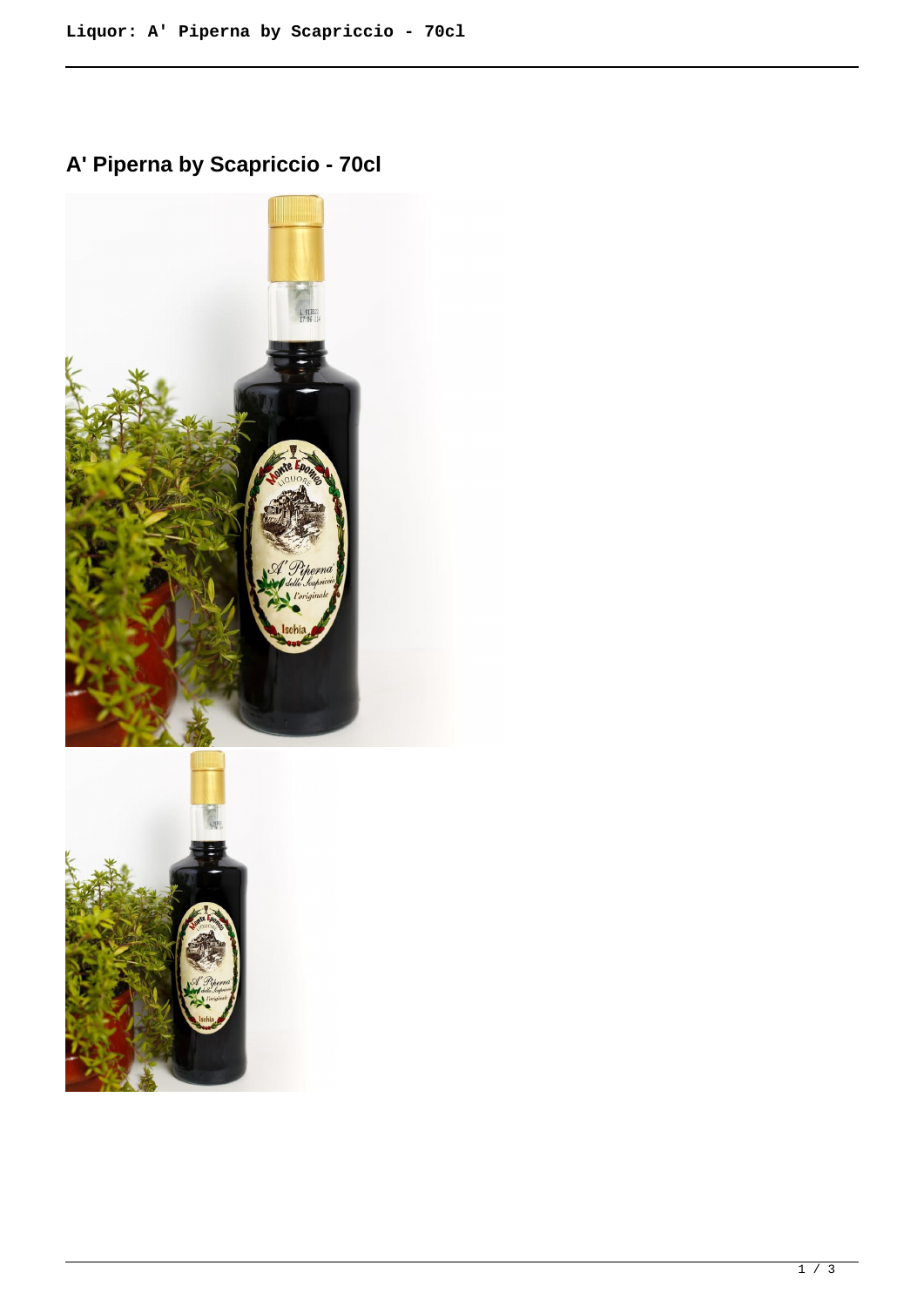# A' Piperna by Scapriccio - 70cl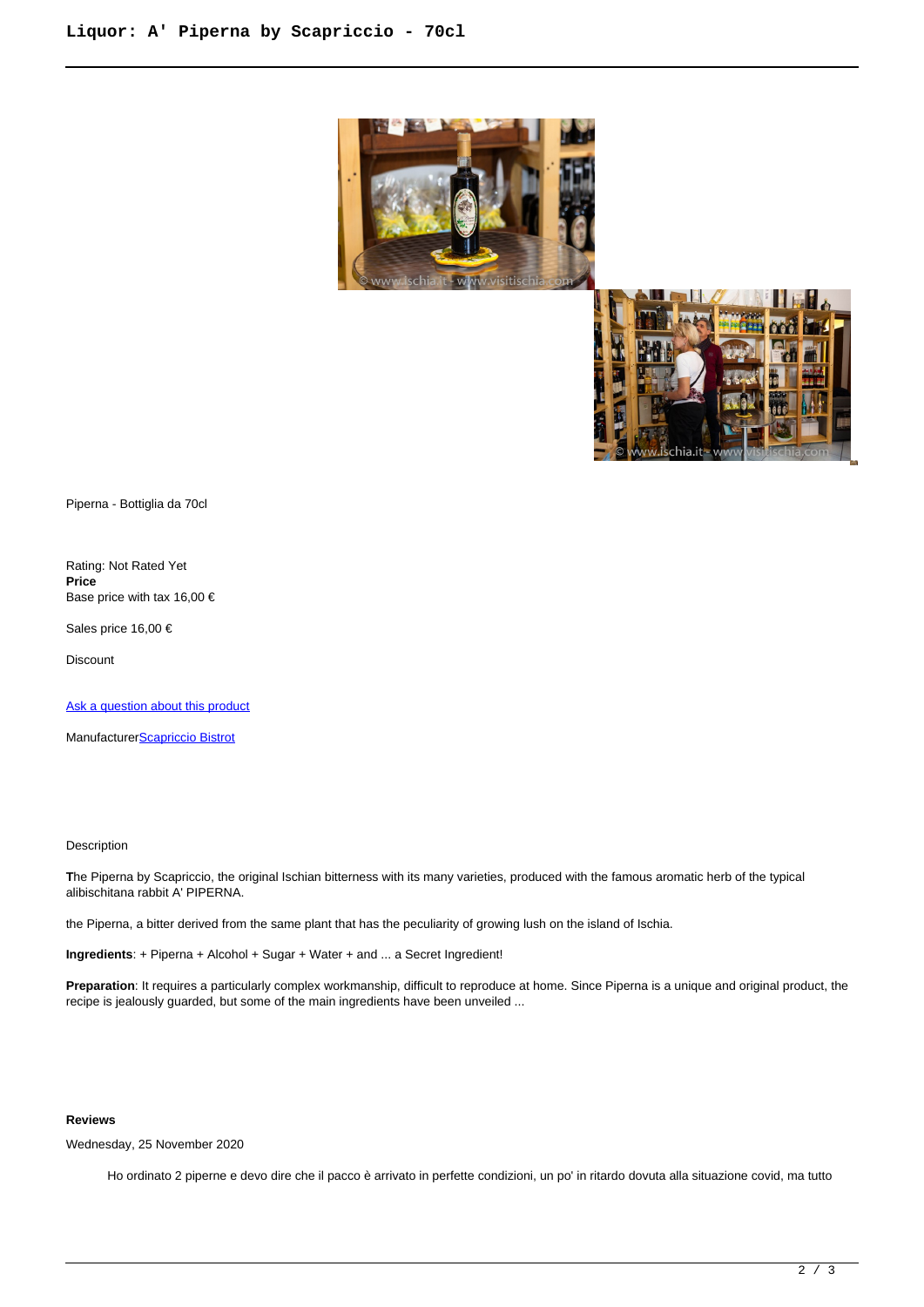Piperna - Bottiglia da 70cl

Rating: Not Rated Yet
**Price**
Base price with tax 16,00 €

Sales price 16,00 €

Discount

Ask a question about this product

ManufacturerScapriccio Bistrot

Description

**T**he Piperna by Scapriccio, the original Ischian bitterness with its many varieties, produced with the famous aromatic herb of the typical alibischitana rabbit A' PIPERNA.

the Piperna, a bitter derived from the same plant that has the peculiarity of growing lush on the island of Ischia.

**Ingredients**: + Piperna + Alcohol + Sugar + Water + and ... a Secret Ingredient!

**Preparation**: It requires a particularly complex workmanship, difficult to reproduce at home. Since Piperna is a unique and original product, the recipe is jealously guarded, but some of the main ingredients have been unveiled ...

**Reviews**

Wednesday, 25 November 2020

Ho ordinato 2 piperne e devo dire che il pacco è arrivato in perfette condizioni, un po' in ritardo dovuta alla situazione covid, ma tutto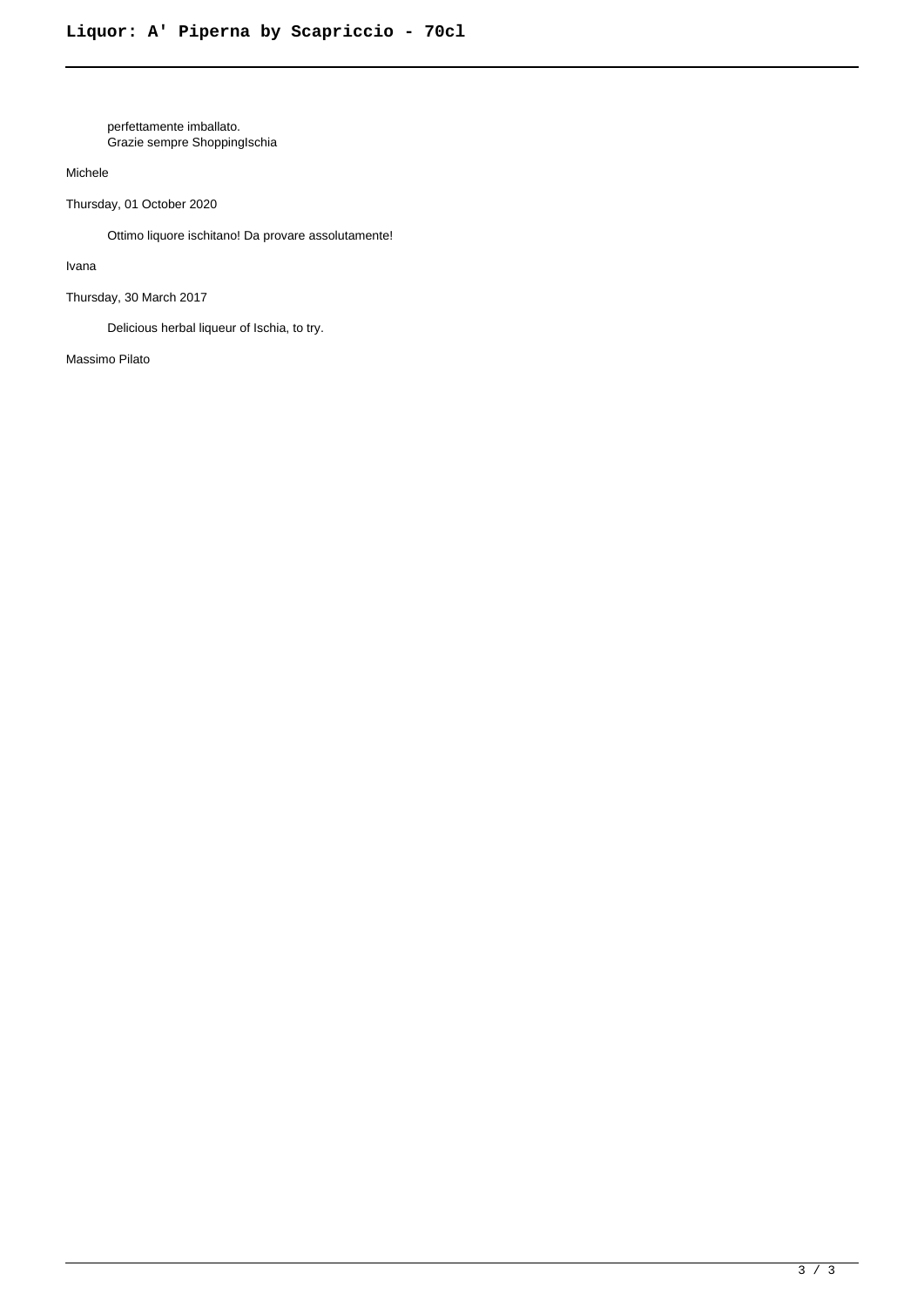perfettamente imballato.
Grazie sempre ShoppingIschia

Michele

Thursday, 01 October 2020

Ottimo liquore ischitano! Da provare assolutamente!

Ivana

Thursday, 30 March 2017

Delicious herbal liqueur of Ischia, to try.

Massimo Pilato